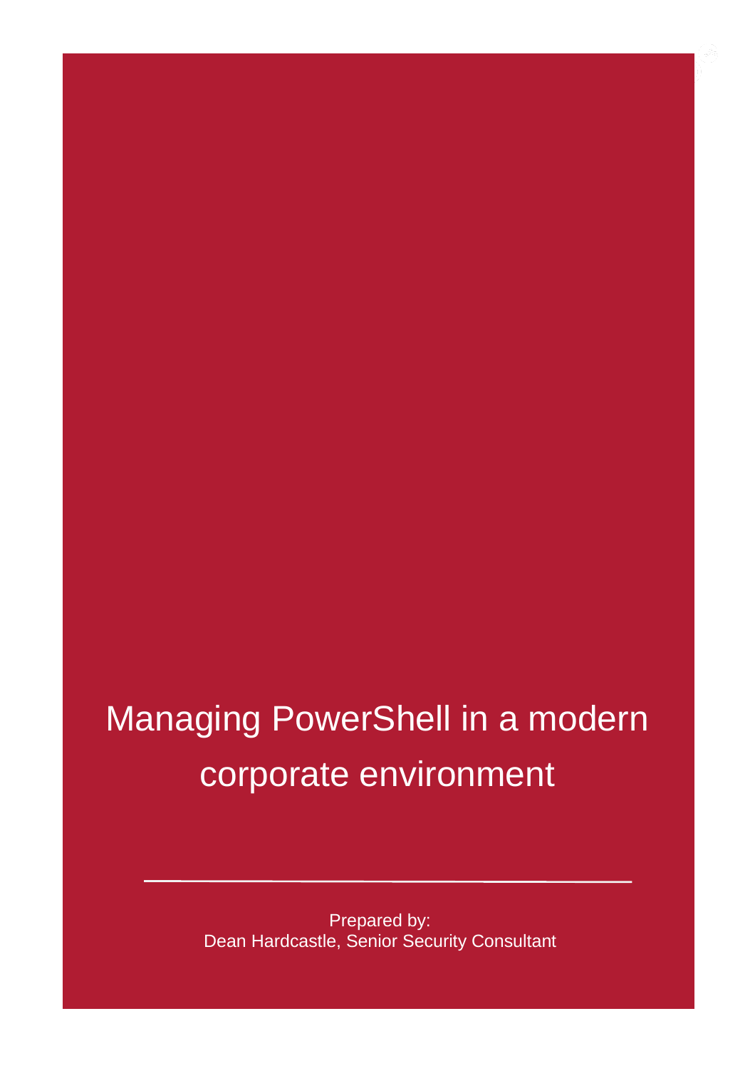# Managing PowerShell in a modern corporate environment

---

Prepared by:
Dean Hardcastle, Senior Security Consultant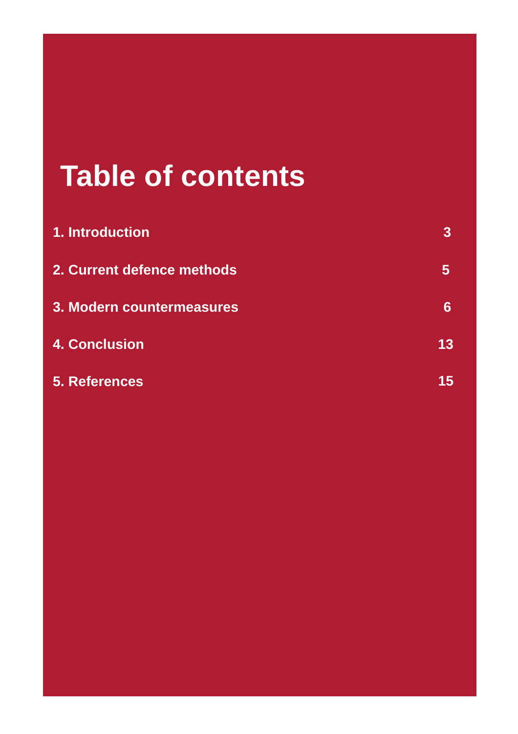# Table of contents

| | |
|---|---|
| **1. Introduction** | **3** |
| **2. Current defence methods** | **5** |
| **3. Modern countermeasures** | **6** |
| **4. Conclusion** | **13** |
| **5. References** | **15** |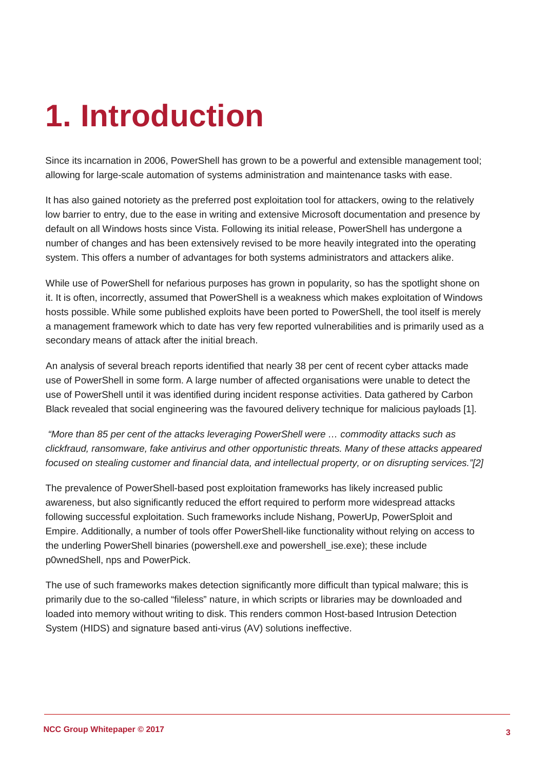# 1. Introduction

Since its incarnation in 2006, PowerShell has grown to be a powerful and extensible management tool; allowing for large-scale automation of systems administration and maintenance tasks with ease.

It has also gained notoriety as the preferred post exploitation tool for attackers, owing to the relatively low barrier to entry, due to the ease in writing and extensive Microsoft documentation and presence by default on all Windows hosts since Vista. Following its initial release, PowerShell has undergone a number of changes and has been extensively revised to be more heavily integrated into the operating system. This offers a number of advantages for both systems administrators and attackers alike.

While use of PowerShell for nefarious purposes has grown in popularity, so has the spotlight shone on it. It is often, incorrectly, assumed that PowerShell is a weakness which makes exploitation of Windows hosts possible. While some published exploits have been ported to PowerShell, the tool itself is merely a management framework which to date has very few reported vulnerabilities and is primarily used as a secondary means of attack after the initial breach.

An analysis of several breach reports identified that nearly 38 per cent of recent cyber attacks made use of PowerShell in some form. A large number of affected organisations were unable to detect the use of PowerShell until it was identified during incident response activities. Data gathered by Carbon Black revealed that social engineering was the favoured delivery technique for malicious payloads [1].

*"More than 85 per cent of the attacks leveraging PowerShell were … commodity attacks such as clickfraud, ransomware, fake antivirus and other opportunistic threats. Many of these attacks appeared focused on stealing customer and financial data, and intellectual property, or on disrupting services."[2]*

The prevalence of PowerShell-based post exploitation frameworks has likely increased public awareness, but also significantly reduced the effort required to perform more widespread attacks following successful exploitation. Such frameworks include Nishang, PowerUp, PowerSploit and Empire. Additionally, a number of tools offer PowerShell-like functionality without relying on access to the underling PowerShell binaries (powershell.exe and powershell_ise.exe); these include p0wnedShell, nps and PowerPick.

The use of such frameworks makes detection significantly more difficult than typical malware; this is primarily due to the so-called "fileless" nature, in which scripts or libraries may be downloaded and loaded into memory without writing to disk. This renders common Host-based Intrusion Detection System (HIDS) and signature based anti-virus (AV) solutions ineffective.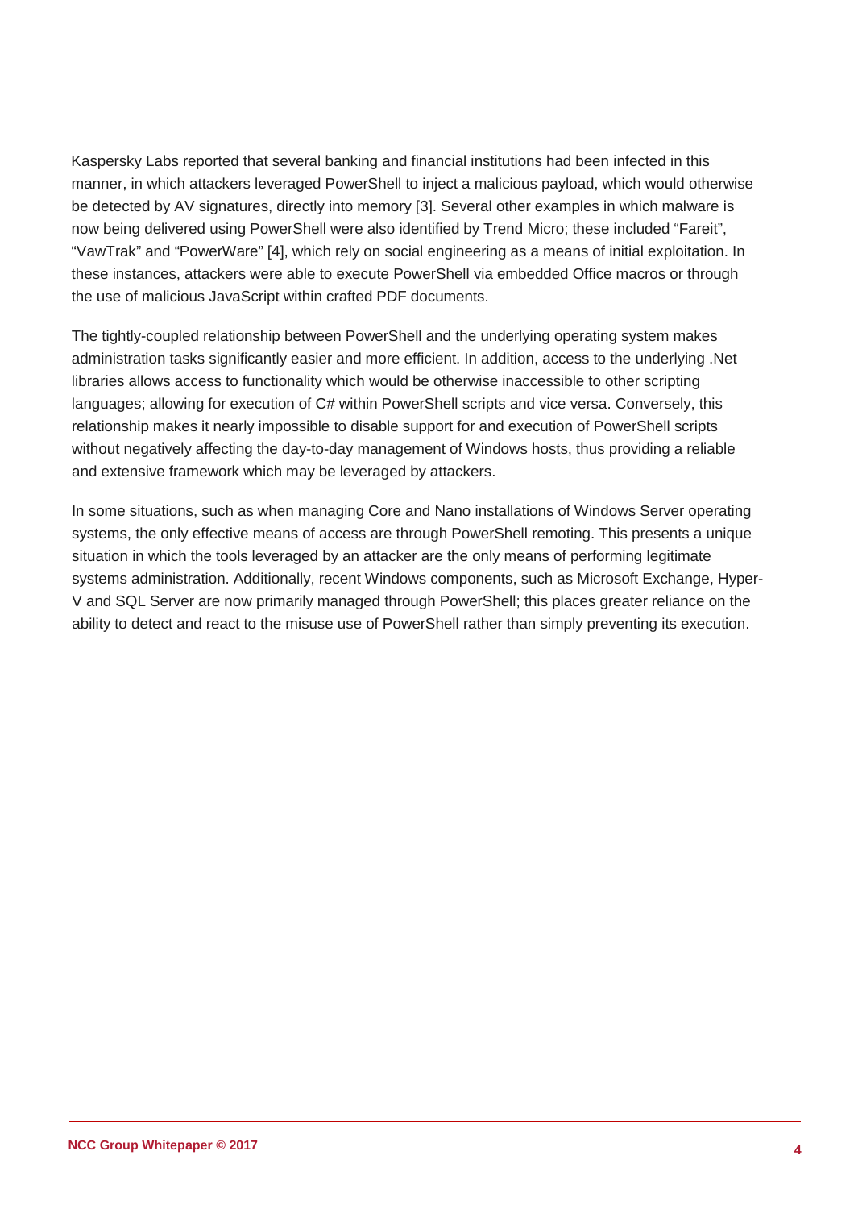Kaspersky Labs reported that several banking and financial institutions had been infected in this manner, in which attackers leveraged PowerShell to inject a malicious payload, which would otherwise be detected by AV signatures, directly into memory [3]. Several other examples in which malware is now being delivered using PowerShell were also identified by Trend Micro; these included “Fareit”, “VawTrak” and “PowerWare” [4], which rely on social engineering as a means of initial exploitation. In these instances, attackers were able to execute PowerShell via embedded Office macros or through the use of malicious JavaScript within crafted PDF documents.

The tightly-coupled relationship between PowerShell and the underlying operating system makes administration tasks significantly easier and more efficient. In addition, access to the underlying .Net libraries allows access to functionality which would be otherwise inaccessible to other scripting languages; allowing for execution of C# within PowerShell scripts and vice versa. Conversely, this relationship makes it nearly impossible to disable support for and execution of PowerShell scripts without negatively affecting the day-to-day management of Windows hosts, thus providing a reliable and extensive framework which may be leveraged by attackers.

In some situations, such as when managing Core and Nano installations of Windows Server operating systems, the only effective means of access are through PowerShell remoting. This presents a unique situation in which the tools leveraged by an attacker are the only means of performing legitimate systems administration. Additionally, recent Windows components, such as Microsoft Exchange, Hyper-V and SQL Server are now primarily managed through PowerShell; this places greater reliance on the ability to detect and react to the misuse use of PowerShell rather than simply preventing its execution.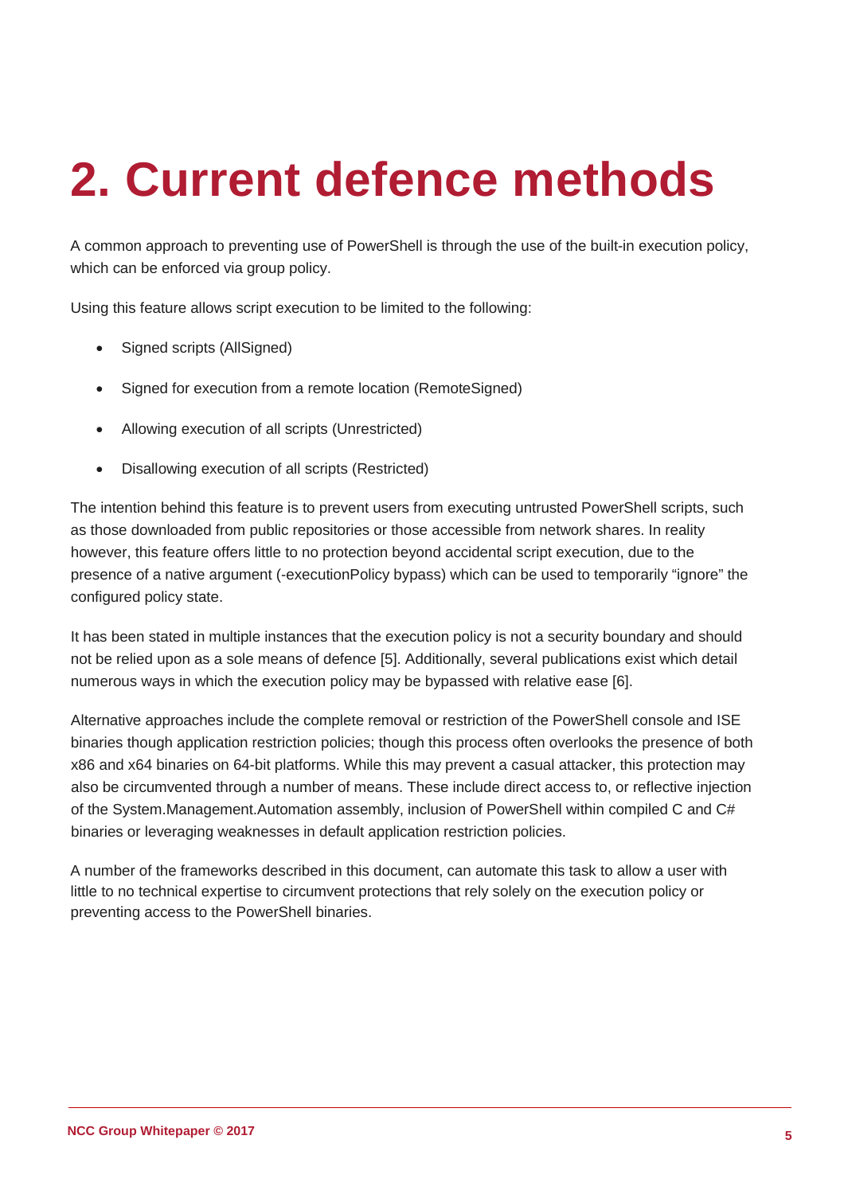# 2. Current defence methods

A common approach to preventing use of PowerShell is through the use of the built-in execution policy, which can be enforced via group policy.

Using this feature allows script execution to be limited to the following:

- Signed scripts (AllSigned)
- Signed for execution from a remote location (RemoteSigned)
- Allowing execution of all scripts (Unrestricted)
- Disallowing execution of all scripts (Restricted)

The intention behind this feature is to prevent users from executing untrusted PowerShell scripts, such as those downloaded from public repositories or those accessible from network shares. In reality however, this feature offers little to no protection beyond accidental script execution, due to the presence of a native argument (-executionPolicy bypass) which can be used to temporarily “ignore” the configured policy state.

It has been stated in multiple instances that the execution policy is not a security boundary and should not be relied upon as a sole means of defence [5]. Additionally, several publications exist which detail numerous ways in which the execution policy may be bypassed with relative ease [6].

Alternative approaches include the complete removal or restriction of the PowerShell console and ISE binaries though application restriction policies; though this process often overlooks the presence of both x86 and x64 binaries on 64-bit platforms. While this may prevent a casual attacker, this protection may also be circumvented through a number of means. These include direct access to, or reflective injection of the System.Management.Automation assembly, inclusion of PowerShell within compiled C and C# binaries or leveraging weaknesses in default application restriction policies.

A number of the frameworks described in this document, can automate this task to allow a user with little to no technical expertise to circumvent protections that rely solely on the execution policy or preventing access to the PowerShell binaries.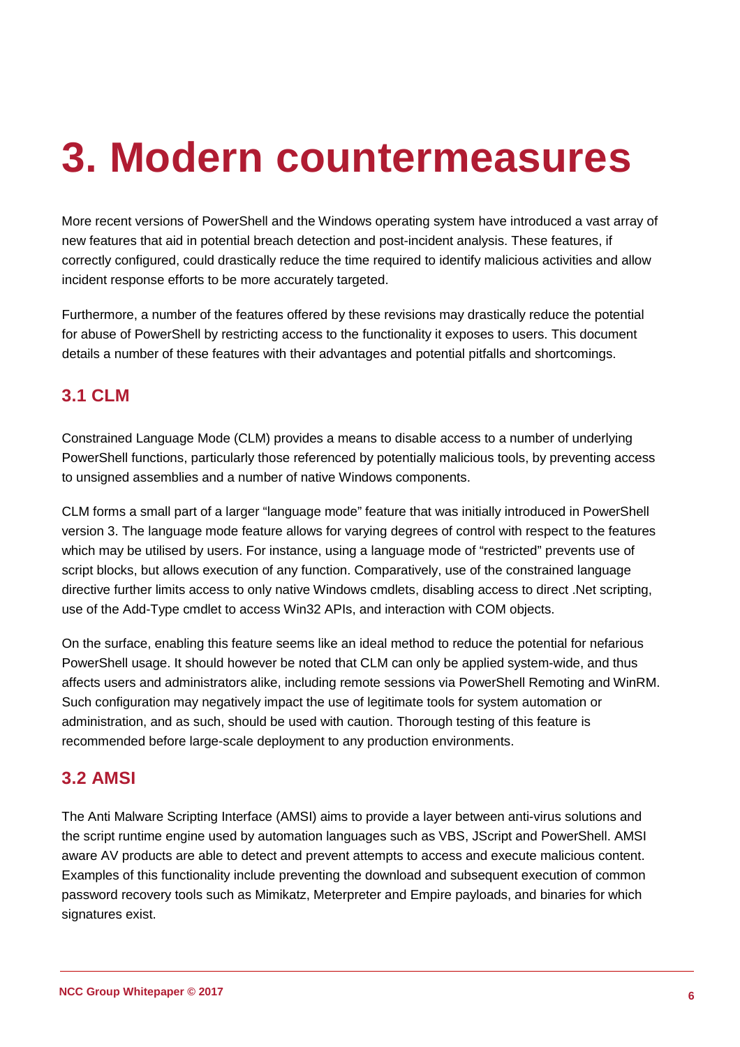# 3. Modern countermeasures

More recent versions of PowerShell and the Windows operating system have introduced a vast array of new features that aid in potential breach detection and post-incident analysis. These features, if correctly configured, could drastically reduce the time required to identify malicious activities and allow incident response efforts to be more accurately targeted.

Furthermore, a number of the features offered by these revisions may drastically reduce the potential for abuse of PowerShell by restricting access to the functionality it exposes to users. This document details a number of these features with their advantages and potential pitfalls and shortcomings.

## 3.1 CLM

Constrained Language Mode (CLM) provides a means to disable access to a number of underlying PowerShell functions, particularly those referenced by potentially malicious tools, by preventing access to unsigned assemblies and a number of native Windows components.

CLM forms a small part of a larger "language mode" feature that was initially introduced in PowerShell version 3. The language mode feature allows for varying degrees of control with respect to the features which may be utilised by users. For instance, using a language mode of "restricted" prevents use of script blocks, but allows execution of any function. Comparatively, use of the constrained language directive further limits access to only native Windows cmdlets, disabling access to direct .Net scripting, use of the Add-Type cmdlet to access Win32 APIs, and interaction with COM objects.

On the surface, enabling this feature seems like an ideal method to reduce the potential for nefarious PowerShell usage. It should however be noted that CLM can only be applied system-wide, and thus affects users and administrators alike, including remote sessions via PowerShell Remoting and WinRM. Such configuration may negatively impact the use of legitimate tools for system automation or administration, and as such, should be used with caution. Thorough testing of this feature is recommended before large-scale deployment to any production environments.

## 3.2 AMSI

The Anti Malware Scripting Interface (AMSI) aims to provide a layer between anti-virus solutions and the script runtime engine used by automation languages such as VBS, JScript and PowerShell. AMSI aware AV products are able to detect and prevent attempts to access and execute malicious content. Examples of this functionality include preventing the download and subsequent execution of common password recovery tools such as Mimikatz, Meterpreter and Empire payloads, and binaries for which signatures exist.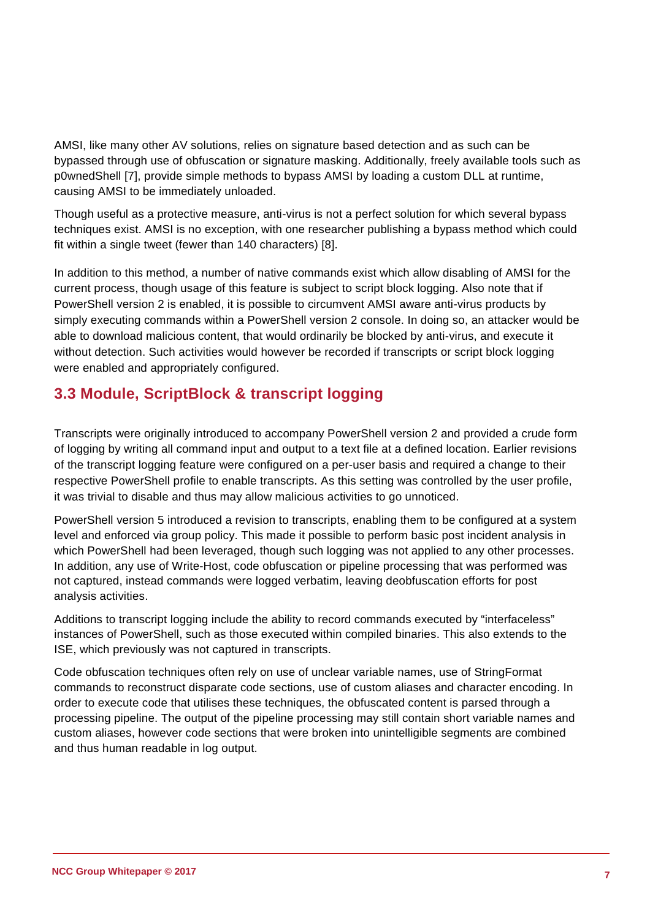AMSI, like many other AV solutions, relies on signature based detection and as such can be bypassed through use of obfuscation or signature masking. Additionally, freely available tools such as p0wnedShell [7], provide simple methods to bypass AMSI by loading a custom DLL at runtime, causing AMSI to be immediately unloaded.

Though useful as a protective measure, anti-virus is not a perfect solution for which several bypass techniques exist. AMSI is no exception, with one researcher publishing a bypass method which could fit within a single tweet (fewer than 140 characters) [8].

In addition to this method, a number of native commands exist which allow disabling of AMSI for the current process, though usage of this feature is subject to script block logging. Also note that if PowerShell version 2 is enabled, it is possible to circumvent AMSI aware anti-virus products by simply executing commands within a PowerShell version 2 console. In doing so, an attacker would be able to download malicious content, that would ordinarily be blocked by anti-virus, and execute it without detection. Such activities would however be recorded if transcripts or script block logging were enabled and appropriately configured.

## 3.3 Module, ScriptBlock & transcript logging

Transcripts were originally introduced to accompany PowerShell version 2 and provided a crude form of logging by writing all command input and output to a text file at a defined location. Earlier revisions of the transcript logging feature were configured on a per-user basis and required a change to their respective PowerShell profile to enable transcripts. As this setting was controlled by the user profile, it was trivial to disable and thus may allow malicious activities to go unnoticed.

PowerShell version 5 introduced a revision to transcripts, enabling them to be configured at a system level and enforced via group policy. This made it possible to perform basic post incident analysis in which PowerShell had been leveraged, though such logging was not applied to any other processes. In addition, any use of Write-Host, code obfuscation or pipeline processing that was performed was not captured, instead commands were logged verbatim, leaving deobfuscation efforts for post analysis activities.

Additions to transcript logging include the ability to record commands executed by “interfaceless” instances of PowerShell, such as those executed within compiled binaries. This also extends to the ISE, which previously was not captured in transcripts.

Code obfuscation techniques often rely on use of unclear variable names, use of StringFormat commands to reconstruct disparate code sections, use of custom aliases and character encoding. In order to execute code that utilises these techniques, the obfuscated content is parsed through a processing pipeline. The output of the pipeline processing may still contain short variable names and custom aliases, however code sections that were broken into unintelligible segments are combined and thus human readable in log output.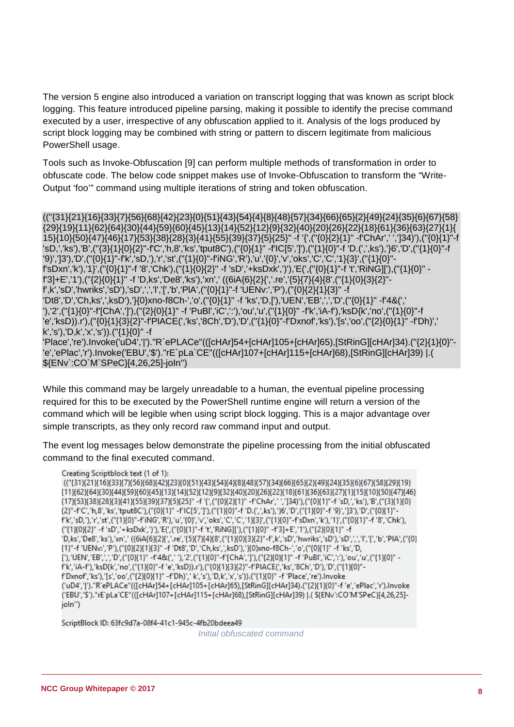The version 5 engine also introduced a variation on transcript logging that was known as script block logging. This feature introduced pipeline parsing, making it possible to identify the precise command executed by a user, irrespective of any obfuscation applied to it. Analysis of the logs produced by script block logging may be combined with string or pattern to discern legitimate from malicious PowerShell usage.

Tools such as Invoke-Obfuscation [9] can perform multiple methods of transformation in order to obfuscate code. The below code snippet makes use of Invoke-Obfuscation to transform the "Write-Output 'foo'" command using multiple iterations of string and token obfuscation.

```
(("{31}{21}{16}{33}{7}{56}{68}{42}{23}{0}{51}{43}{54}{4}{8}{48}{57}{34}{66}{65}{2}{49}{24}{35}{6}{67}{58}{29}{19}{11}{62}{64}{30}{44}{59}{60}{45}{13}{14}{52}{12}{9}{32}{40}{20}{26}{22}{18}{61}{36}{63}{27}{1}{15}{10}{50}{47}{46}{17}{53}{38}{28}{3}{41}{55}{39}{37}{5}{25}" -f '{',("{0}{2}{1}" -f'ChAr',' ',']34)'),("{0}{1}"-f 'sD,','ks'),'B',("{3}{1}{0}{2}"-f'C','h,8','ks','tput8C'),("{0}{1}" -f'IC[5',']'),("{1}{0}"-f 'D.(',',ks'),'}6','D',("{1}{0}"-f '9)',']3'),'D',("{0}{1}"-f'k','sD,'),'r','st',("{1}{0}"-f'iNG','R'),'u','{0}','v','oks','C','C','1}{3}',("{1}{0}"-f'sDxn','k'),'1}',("{0}{1}"-f '8','Chk'),("{1}{0}{2}" -f 'sD','+ksDxk',')'),'E(',("{0}{1}"-f 't','RiNG]['),("{1}{0}" -f'3]+E','1'),("{2}{0}{1}" -f 'D,ks','De8','ks'),'xn',' ((6iA{6}{2}{','.re','{5}{7}{4}{8',("{1}{0}{3}{2}"-f',k','sD','hwriks','sD'),'sD',',','I','[','b','PlA',("{0}{1}"-f 'UENv:','P'),("{0}{2}{1}{3}" -f 'Dt8','D','Ch,ks',',ksD'),'}{0}xno-f8Ch-','o',("{0}{1}" -f 'ks','D,['),'UEN','EB',',','D',("{0}{1}" -f'4&(',' '),'2',("{1}{0}"-f'[ChA',']'),("{2}{0}{1}" -f 'PuBl','iC',':'),'ou','u',("{1}{0}" -f'k','iA-f'),'ksD{k','no',("{1}{0}"-f 'e','ksD)).r'),("{0}{1}{3}{2}"-f'PlACE(','ks','8Ch','D'),'D',("{1}{0}"-f'Dxnof','ks'),'[s','oo',("{2}{0}{1}" -f'Dh)',' k','s'),'D,k','x','s')).("{1}{0}" -f 'Place','re').Invoke('uD4','|')."R`ePLACe"(([cHAr]54+[cHAr]105+[cHAr]65),[StRinG][cHAr]34).("{2}{1}{0}"-f 'e','ePlac','r').Invoke('EBU','$')."rE`pLa`CE"(([cHAr]107+[cHAr]115+[cHAr]68),[StRinG][cHAr]39) |.( ${ENv`:CO`M`SPeC}[4,26,25]-joIn'')
```

While this command may be largely unreadable to a human, the eventual pipeline processing required for this to be executed by the PowerShell runtime engine will return a version of the command which will be legible when using script block logging. This is a major advantage over simple transcripts, as they only record raw command input and output.

The event log messages below demonstrate the pipeline processing from the initial obfuscated command to the final executed command.

```
Creating Scriptblock text (1 of 1):
(("{31}{21}{16}{33}{7}{56}{68}{42}{23}{0}{51}{43}{54}{4}{8}{48}{57}{34}{66}{65}{2}{49}{24}{35}{6}{67}{58}{29}{19}{11}{62}{64}{30}{44}{59}{60}{45}{13}{14}{52}{12}{9}{32}{40}{20}{26}{22}{18}{61}{36}{63}{27}{1}{15}{10}{50}{47}{46}{17}{53}{38}{28}{3}{41}{55}{39}{37}{5}{25}" -f '{',("{0}{2}{1}" -f'ChAr',' ',']34)'),("{0}{1}"-f 'sD,','ks'),'B',("{3}{1}{0}{2}"-f'C','h,8','ks','tput8C'),("{0}{1}" -f'IC[5',']'),("{1}{0}"-f 'D.(',',ks'),'}6','D',("{1}{0}"-f '9)',']3'),'D',("{0}{1}"-f'k','sD,'),'r','st',("{1}{0}"-f'iNG','R'),'u','{0}','v','oks','C','C','1}{3}',("{1}{0}"-f'sDxn','k'),'1}',("{0}{1}"-f '8','Chk'),("{1}{0}{2}" -f 'sD','+ksDxk',')'),'E(',("{0}{1}"-f 't','RiNG]['),("{1}{0}" -f'3]+E','1'),("{2}{0}{1}" -f 'D,ks','De8','ks'),'xn',' ((6iA{6}{2}{','.re','{5}{7}{4}{8',("{1}{0}{3}{2}"-f',k','sD','hwriks','sD'),'sD',',','I','[','b','PlA',("{0}{1}"-f 'UENv:','P'),("{0}{2}{1}{3}" -f 'Dt8','D','Ch,ks',',ksD'),'}{0}xno-f8Ch-','o',("{0}{1}" -f 'ks','D,['),'UEN','EB',',','D',("{0}{1}" -f'4&(',' '),'2',("{1}{0}"-f'[ChA',']'),("{2}{0}{1}" -f 'PuBl','iC',':'),'ou','u',("{1}{0}" -f'k','iA-f'),'ksD{k','no',("{1}{0}"-f 'e','ksD)).r'),("{0}{1}{3}{2}"-f'PlACE(','ks','8Ch','D'),'D',("{1}{0}"-f'Dxnof','ks'),'[s','oo',("{2}{0}{1}" -f'Dh)',' k','s'),'D,k','x','s')).("{1}{0}" -f 'Place','re').Invoke('uD4','|')."R`ePLACe"(([cHAr]54+[cHAr]105+[cHAr]65),[StRinG][cHAr]34).("{2}{1}{0}"-f 'e','ePlac','r').Invoke('EBU','$')."rE`pLa`CE"(([cHAr]107+[cHAr]115+[cHAr]68),[StRinG][cHAr]39) |.( ${ENv`:CO`M`SPeC}[4,26,25]-joIn'')

ScriptBlock ID: 63fc9d7a-08f4-41c1-945c-4fb20bdeea49
```

*Initial obfuscated command*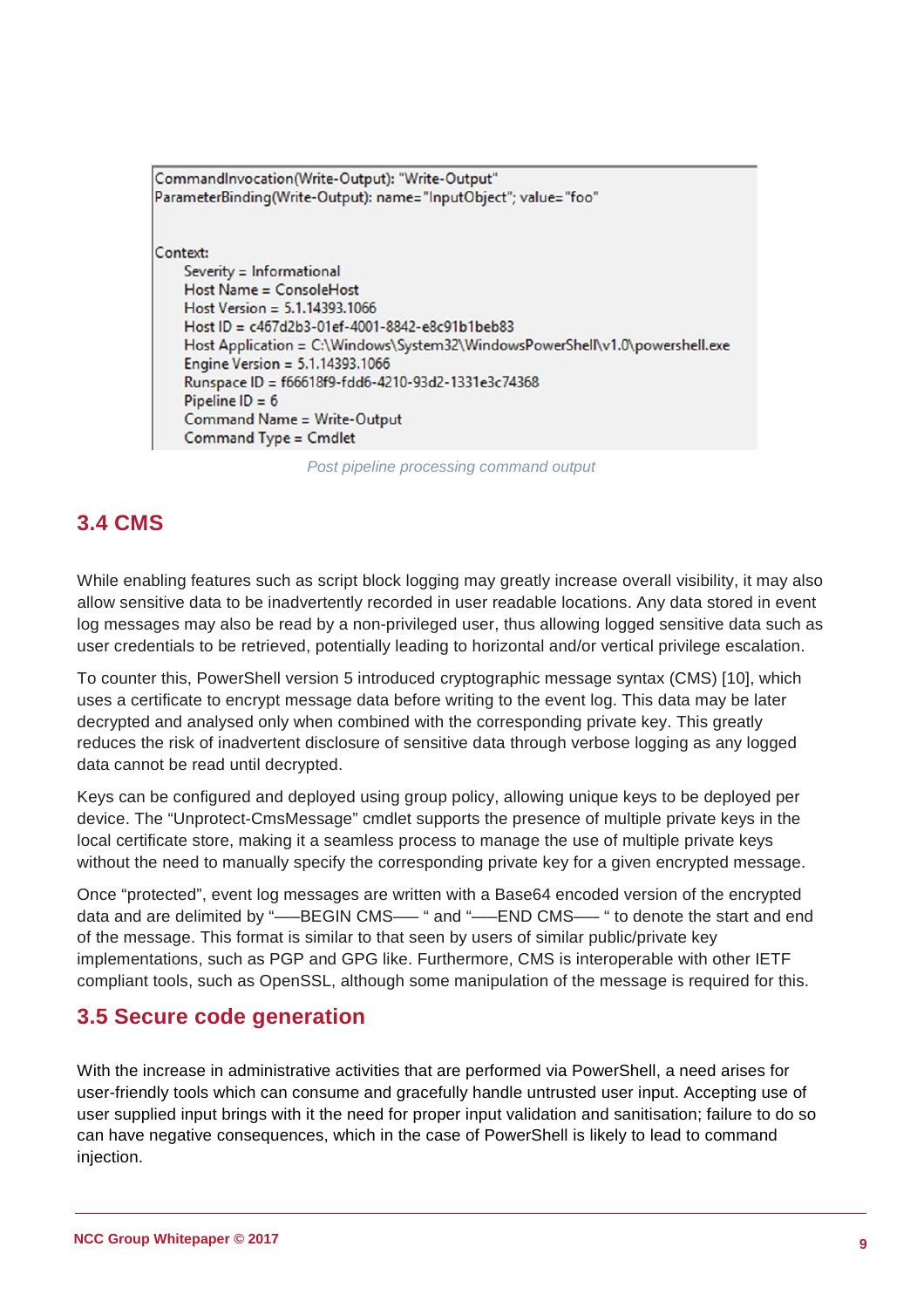```
CommandInvocation(Write-Output): "Write-Output"
ParameterBinding(Write-Output): name="InputObject"; value="foo"


Context:
        Severity = Informational
        Host Name = ConsoleHost
        Host Version = 5.1.14393.1066
        Host ID = c467d2b3-01ef-4001-8842-e8c91b1beb83
        Host Application = C:\Windows\System32\WindowsPowerShell\v1.0\powershell.exe
        Engine Version = 5.1.14393.1066
        Runspace ID = f66618f9-fdd6-4210-93d2-1331e3c74368
        Pipeline ID = 6
        Command Name = Write-Output
        Command Type = Cmdlet
```

*Post pipeline processing command output*

## 3.4 CMS

While enabling features such as script block logging may greatly increase overall visibility, it may also allow sensitive data to be inadvertently recorded in user readable locations. Any data stored in event log messages may also be read by a non-privileged user, thus allowing logged sensitive data such as user credentials to be retrieved, potentially leading to horizontal and/or vertical privilege escalation.

To counter this, PowerShell version 5 introduced cryptographic message syntax (CMS) [10], which uses a certificate to encrypt message data before writing to the event log. This data may be later decrypted and analysed only when combined with the corresponding private key. This greatly reduces the risk of inadvertent disclosure of sensitive data through verbose logging as any logged data cannot be read until decrypted.

Keys can be configured and deployed using group policy, allowing unique keys to be deployed per device. The “Unprotect-CmsMessage” cmdlet supports the presence of multiple private keys in the local certificate store, making it a seamless process to manage the use of multiple private keys without the need to manually specify the corresponding private key for a given encrypted message.

Once “protected”, event log messages are written with a Base64 encoded version of the encrypted data and are delimited by “——BEGIN CMS—— ” and “——END CMS—— ” to denote the start and end of the message. This format is similar to that seen by users of similar public/private key implementations, such as PGP and GPG like. Furthermore, CMS is interoperable with other IETF compliant tools, such as OpenSSL, although some manipulation of the message is required for this.

## 3.5 Secure code generation

With the increase in administrative activities that are performed via PowerShell, a need arises for user-friendly tools which can consume and gracefully handle untrusted user input. Accepting use of user supplied input brings with it the need for proper input validation and sanitisation; failure to do so can have negative consequences, which in the case of PowerShell is likely to lead to command injection.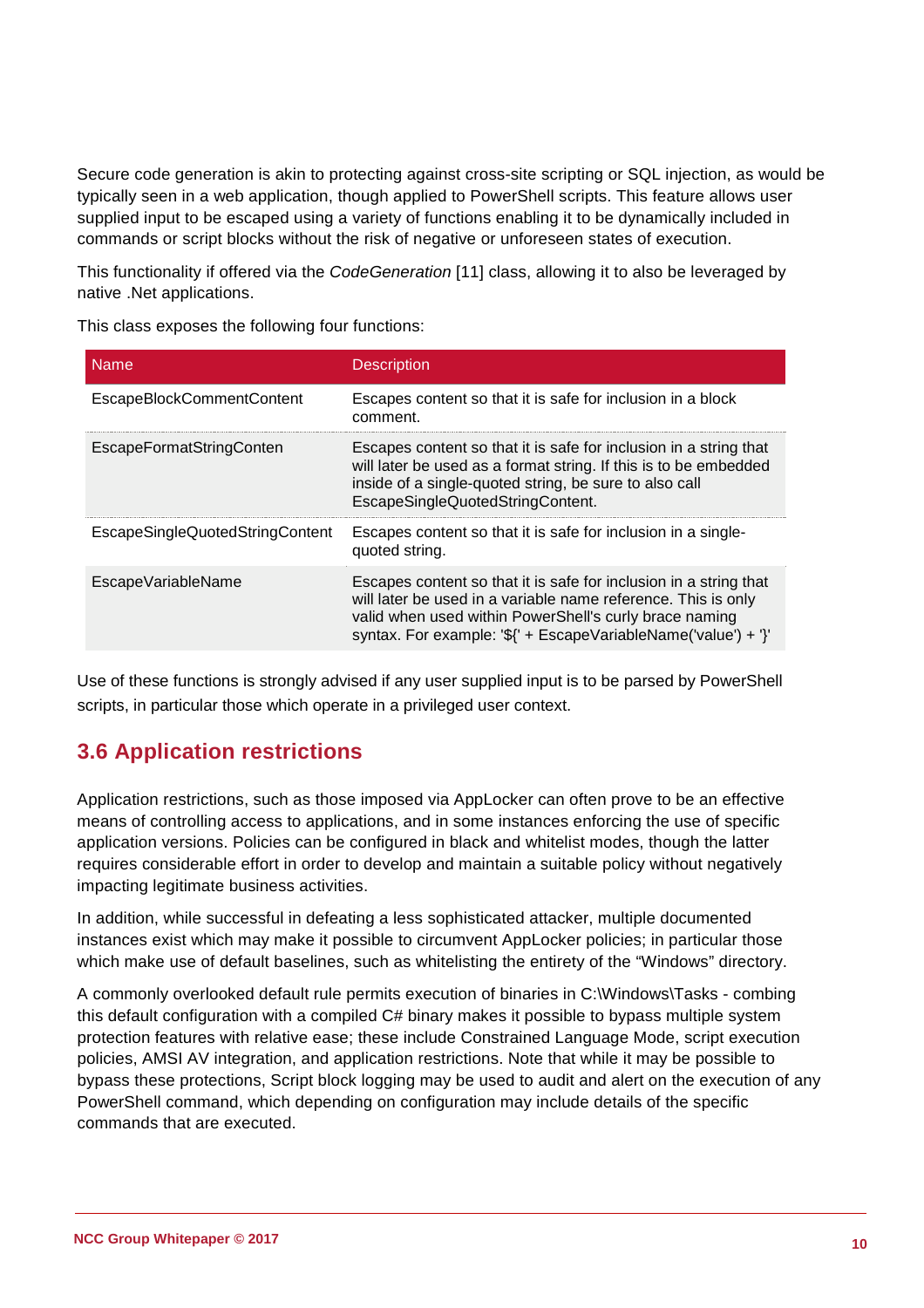Secure code generation is akin to protecting against cross-site scripting or SQL injection, as would be typically seen in a web application, though applied to PowerShell scripts. This feature allows user supplied input to be escaped using a variety of functions enabling it to be dynamically included in commands or script blocks without the risk of negative or unforeseen states of execution.

This functionality if offered via the *CodeGeneration* [11] class, allowing it to also be leveraged by native .Net applications.

This class exposes the following four functions:

| Name | Description |
| --- | --- |
| EscapeBlockCommentContent | Escapes content so that it is safe for inclusion in a block comment. |
| EscapeFormatStringConten | Escapes content so that it is safe for inclusion in a string that will later be used as a format string. If this is to be embedded inside of a single-quoted string, be sure to also call EscapeSingleQuotedStringContent. |
| EscapeSingleQuotedStringContent | Escapes content so that it is safe for inclusion in a single-quoted string. |
| EscapeVariableName | Escapes content so that it is safe for inclusion in a string that will later be used in a variable name reference. This is only valid when used within PowerShell's curly brace naming syntax. For example: '${' + EscapeVariableName('value') + '}' |

Use of these functions is strongly advised if any user supplied input is to be parsed by PowerShell scripts, in particular those which operate in a privileged user context.

## 3.6 Application restrictions

Application restrictions, such as those imposed via AppLocker can often prove to be an effective means of controlling access to applications, and in some instances enforcing the use of specific application versions. Policies can be configured in black and whitelist modes, though the latter requires considerable effort in order to develop and maintain a suitable policy without negatively impacting legitimate business activities.

In addition, while successful in defeating a less sophisticated attacker, multiple documented instances exist which may make it possible to circumvent AppLocker policies; in particular those which make use of default baselines, such as whitelisting the entirety of the “Windows” directory.

A commonly overlooked default rule permits execution of binaries in C:\Windows\Tasks - combing this default configuration with a compiled C# binary makes it possible to bypass multiple system protection features with relative ease; these include Constrained Language Mode, script execution policies, AMSI AV integration, and application restrictions. Note that while it may be possible to bypass these protections, Script block logging may be used to audit and alert on the execution of any PowerShell command, which depending on configuration may include details of the specific commands that are executed.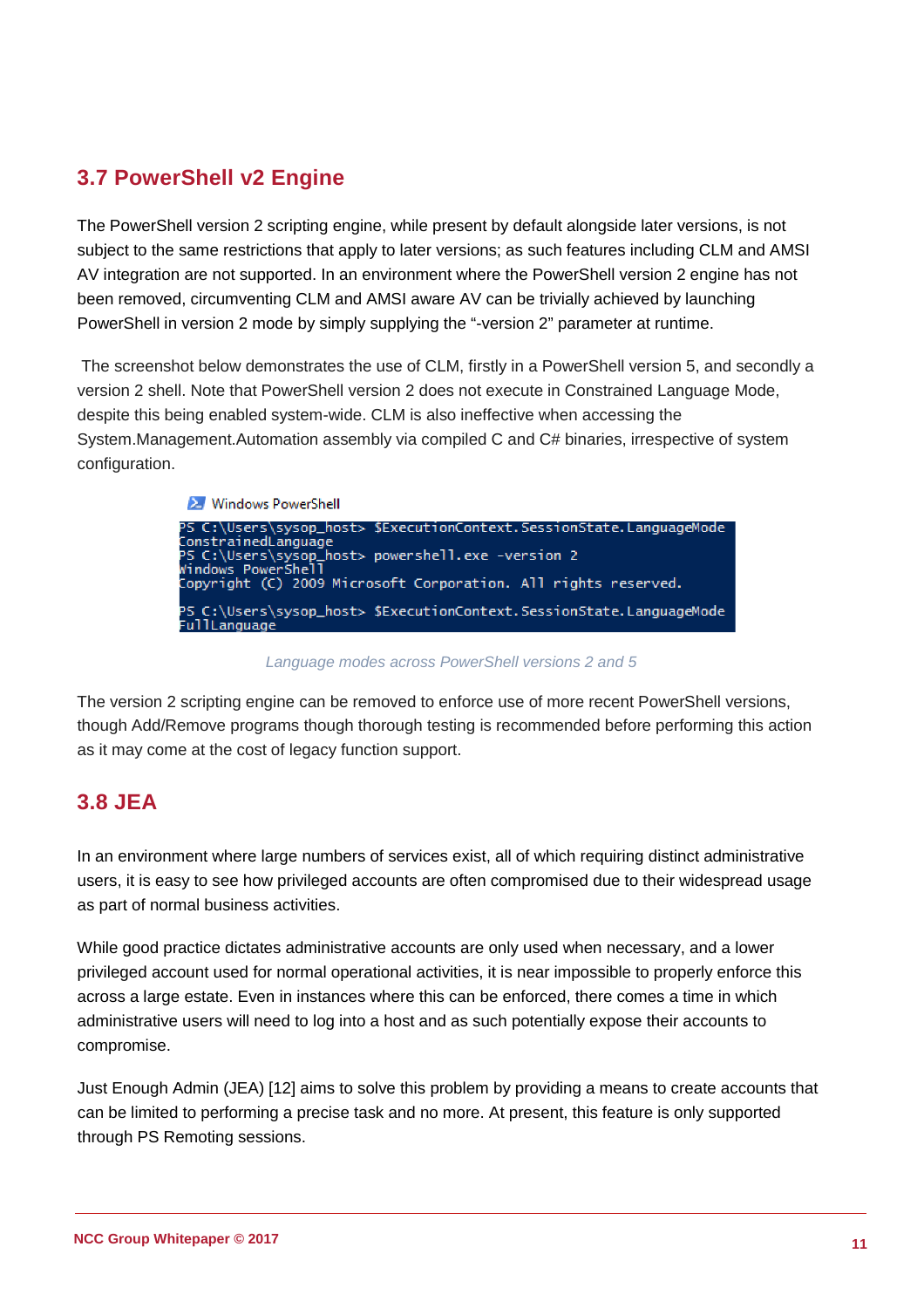## 3.7 PowerShell v2 Engine

The PowerShell version 2 scripting engine, while present by default alongside later versions, is not subject to the same restrictions that apply to later versions; as such features including CLM and AMSI AV integration are not supported. In an environment where the PowerShell version 2 engine has not been removed, circumventing CLM and AMSI aware AV can be trivially achieved by launching PowerShell in version 2 mode by simply supplying the "-version 2" parameter at runtime.

The screenshot below demonstrates the use of CLM, firstly in a PowerShell version 5, and secondly a version 2 shell. Note that PowerShell version 2 does not execute in Constrained Language Mode, despite this being enabled system-wide. CLM is also ineffective when accessing the System.Management.Automation assembly via compiled C and C# binaries, irrespective of system configuration.

```
Windows PowerShell
PS C:\Users\sysop_host> $ExecutionContext.SessionState.LanguageMode
ConstrainedLanguage
PS C:\Users\sysop_host> powershell.exe -version 2
Windows PowerShell
Copyright (C) 2009 Microsoft Corporation. All rights reserved.

PS C:\Users\sysop_host> $ExecutionContext.SessionState.LanguageMode
FullLanguage
```

*Language modes across PowerShell versions 2 and 5*

The version 2 scripting engine can be removed to enforce use of more recent PowerShell versions, though Add/Remove programs though thorough testing is recommended before performing this action as it may come at the cost of legacy function support.

## 3.8 JEA

In an environment where large numbers of services exist, all of which requiring distinct administrative users, it is easy to see how privileged accounts are often compromised due to their widespread usage as part of normal business activities.

While good practice dictates administrative accounts are only used when necessary, and a lower privileged account used for normal operational activities, it is near impossible to properly enforce this across a large estate. Even in instances where this can be enforced, there comes a time in which administrative users will need to log into a host and as such potentially expose their accounts to compromise.

Just Enough Admin (JEA) [12] aims to solve this problem by providing a means to create accounts that can be limited to performing a precise task and no more. At present, this feature is only supported through PS Remoting sessions.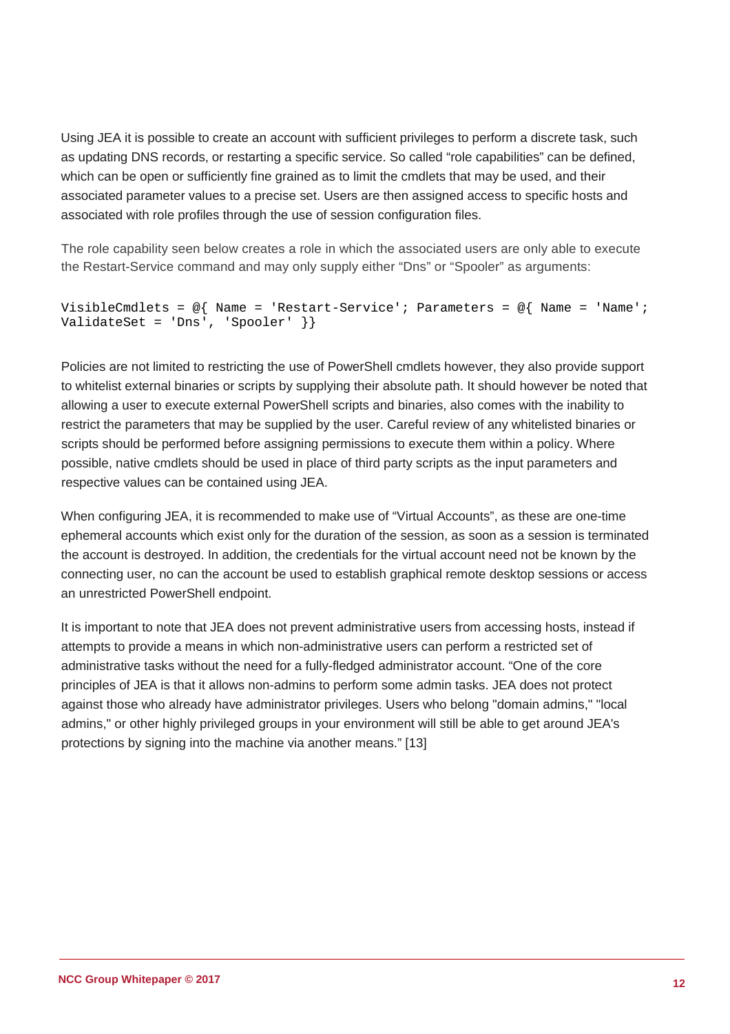Using JEA it is possible to create an account with sufficient privileges to perform a discrete task, such as updating DNS records, or restarting a specific service. So called “role capabilities” can be defined, which can be open or sufficiently fine grained as to limit the cmdlets that may be used, and their associated parameter values to a precise set. Users are then assigned access to specific hosts and associated with role profiles through the use of session configuration files.

The role capability seen below creates a role in which the associated users are only able to execute the Restart-Service command and may only supply either “Dns” or “Spooler” as arguments:

```
VisibleCmdlets = @{ Name = 'Restart-Service'; Parameters = @{ Name = 'Name';
ValidateSet = 'Dns', 'Spooler' }}
```

Policies are not limited to restricting the use of PowerShell cmdlets however, they also provide support to whitelist external binaries or scripts by supplying their absolute path. It should however be noted that allowing a user to execute external PowerShell scripts and binaries, also comes with the inability to restrict the parameters that may be supplied by the user. Careful review of any whitelisted binaries or scripts should be performed before assigning permissions to execute them within a policy. Where possible, native cmdlets should be used in place of third party scripts as the input parameters and respective values can be contained using JEA.

When configuring JEA, it is recommended to make use of “Virtual Accounts”, as these are one-time ephemeral accounts which exist only for the duration of the session, as soon as a session is terminated the account is destroyed. In addition, the credentials for the virtual account need not be known by the connecting user, no can the account be used to establish graphical remote desktop sessions or access an unrestricted PowerShell endpoint.

It is important to note that JEA does not prevent administrative users from accessing hosts, instead if attempts to provide a means in which non-administrative users can perform a restricted set of administrative tasks without the need for a fully-fledged administrator account. “One of the core principles of JEA is that it allows non-admins to perform some admin tasks. JEA does not protect against those who already have administrator privileges. Users who belong "domain admins," "local admins," or other highly privileged groups in your environment will still be able to get around JEA's protections by signing into the machine via another means.” [13]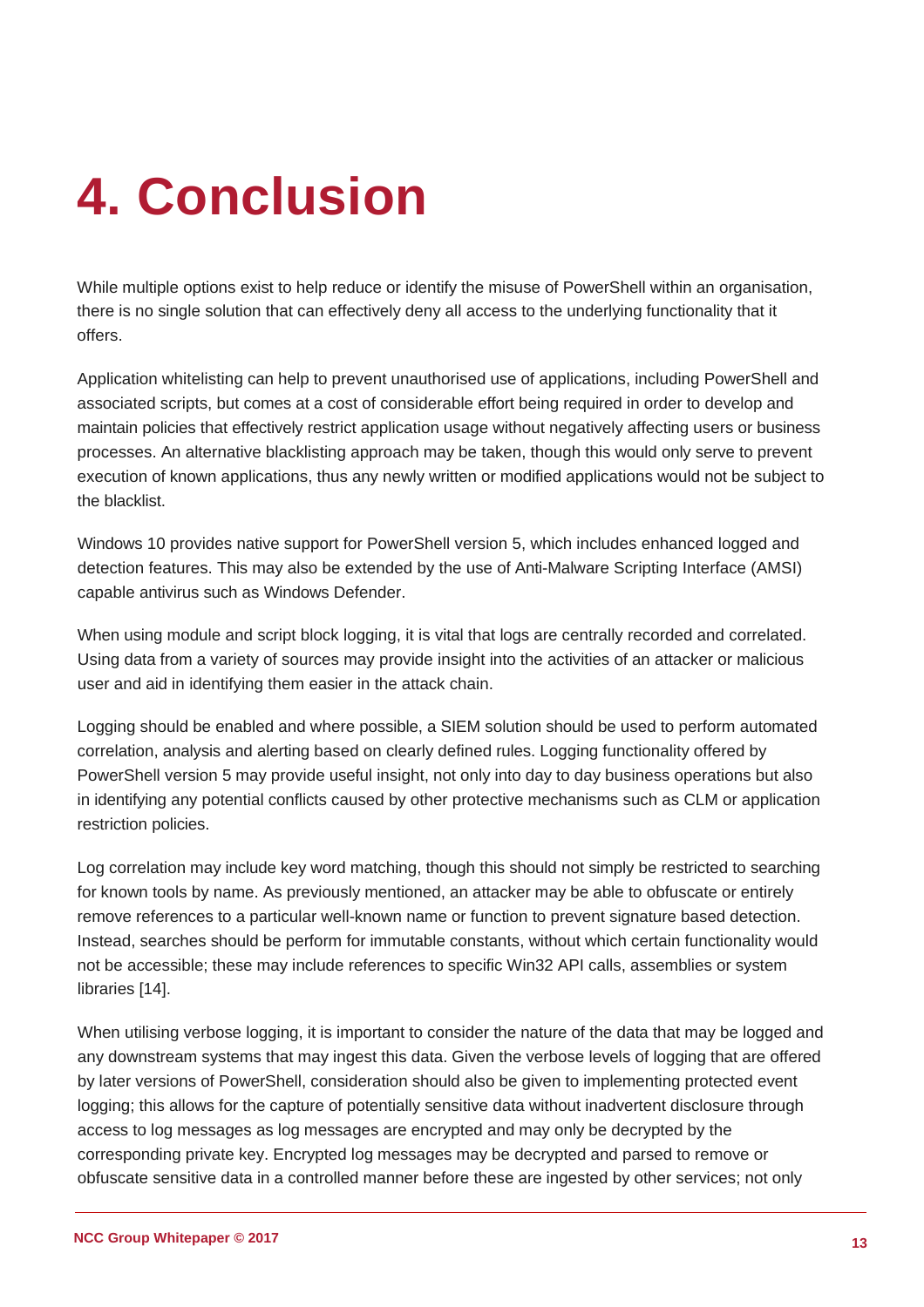# 4. Conclusion

While multiple options exist to help reduce or identify the misuse of PowerShell within an organisation, there is no single solution that can effectively deny all access to the underlying functionality that it offers.

Application whitelisting can help to prevent unauthorised use of applications, including PowerShell and associated scripts, but comes at a cost of considerable effort being required in order to develop and maintain policies that effectively restrict application usage without negatively affecting users or business processes. An alternative blacklisting approach may be taken, though this would only serve to prevent execution of known applications, thus any newly written or modified applications would not be subject to the blacklist.

Windows 10 provides native support for PowerShell version 5, which includes enhanced logged and detection features. This may also be extended by the use of Anti-Malware Scripting Interface (AMSI) capable antivirus such as Windows Defender.

When using module and script block logging, it is vital that logs are centrally recorded and correlated. Using data from a variety of sources may provide insight into the activities of an attacker or malicious user and aid in identifying them easier in the attack chain.

Logging should be enabled and where possible, a SIEM solution should be used to perform automated correlation, analysis and alerting based on clearly defined rules. Logging functionality offered by PowerShell version 5 may provide useful insight, not only into day to day business operations but also in identifying any potential conflicts caused by other protective mechanisms such as CLM or application restriction policies.

Log correlation may include key word matching, though this should not simply be restricted to searching for known tools by name. As previously mentioned, an attacker may be able to obfuscate or entirely remove references to a particular well-known name or function to prevent signature based detection. Instead, searches should be perform for immutable constants, without which certain functionality would not be accessible; these may include references to specific Win32 API calls, assemblies or system libraries [14].

When utilising verbose logging, it is important to consider the nature of the data that may be logged and any downstream systems that may ingest this data. Given the verbose levels of logging that are offered by later versions of PowerShell, consideration should also be given to implementing protected event logging; this allows for the capture of potentially sensitive data without inadvertent disclosure through access to log messages as log messages are encrypted and may only be decrypted by the corresponding private key. Encrypted log messages may be decrypted and parsed to remove or obfuscate sensitive data in a controlled manner before these are ingested by other services; not only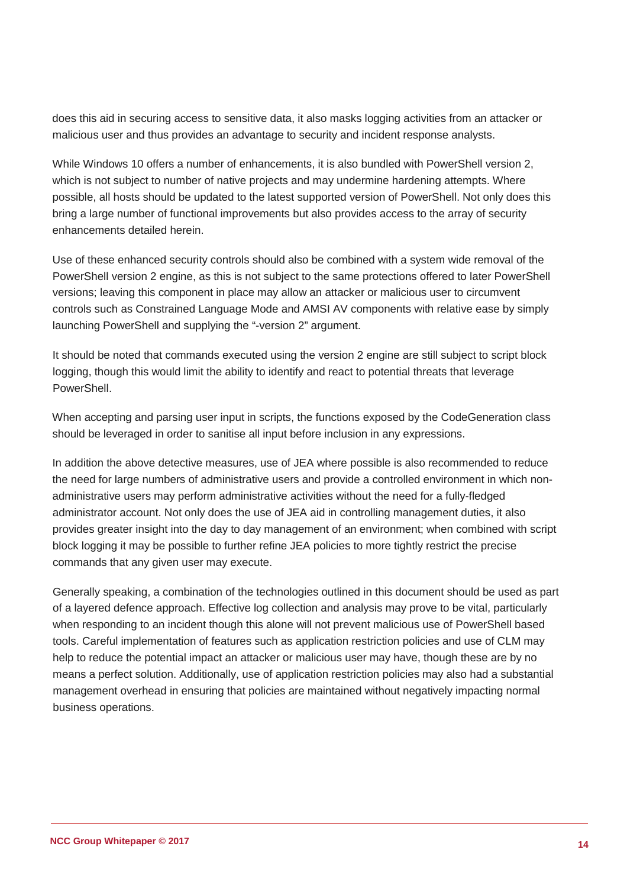does this aid in securing access to sensitive data, it also masks logging activities from an attacker or malicious user and thus provides an advantage to security and incident response analysts.

While Windows 10 offers a number of enhancements, it is also bundled with PowerShell version 2, which is not subject to number of native projects and may undermine hardening attempts. Where possible, all hosts should be updated to the latest supported version of PowerShell. Not only does this bring a large number of functional improvements but also provides access to the array of security enhancements detailed herein.

Use of these enhanced security controls should also be combined with a system wide removal of the PowerShell version 2 engine, as this is not subject to the same protections offered to later PowerShell versions; leaving this component in place may allow an attacker or malicious user to circumvent controls such as Constrained Language Mode and AMSI AV components with relative ease by simply launching PowerShell and supplying the "-version 2" argument.

It should be noted that commands executed using the version 2 engine are still subject to script block logging, though this would limit the ability to identify and react to potential threats that leverage PowerShell.

When accepting and parsing user input in scripts, the functions exposed by the CodeGeneration class should be leveraged in order to sanitise all input before inclusion in any expressions.

In addition the above detective measures, use of JEA where possible is also recommended to reduce the need for large numbers of administrative users and provide a controlled environment in which non-administrative users may perform administrative activities without the need for a fully-fledged administrator account. Not only does the use of JEA aid in controlling management duties, it also provides greater insight into the day to day management of an environment; when combined with script block logging it may be possible to further refine JEA policies to more tightly restrict the precise commands that any given user may execute.

Generally speaking, a combination of the technologies outlined in this document should be used as part of a layered defence approach. Effective log collection and analysis may prove to be vital, particularly when responding to an incident though this alone will not prevent malicious use of PowerShell based tools. Careful implementation of features such as application restriction policies and use of CLM may help to reduce the potential impact an attacker or malicious user may have, though these are by no means a perfect solution. Additionally, use of application restriction policies may also had a substantial management overhead in ensuring that policies are maintained without negatively impacting normal business operations.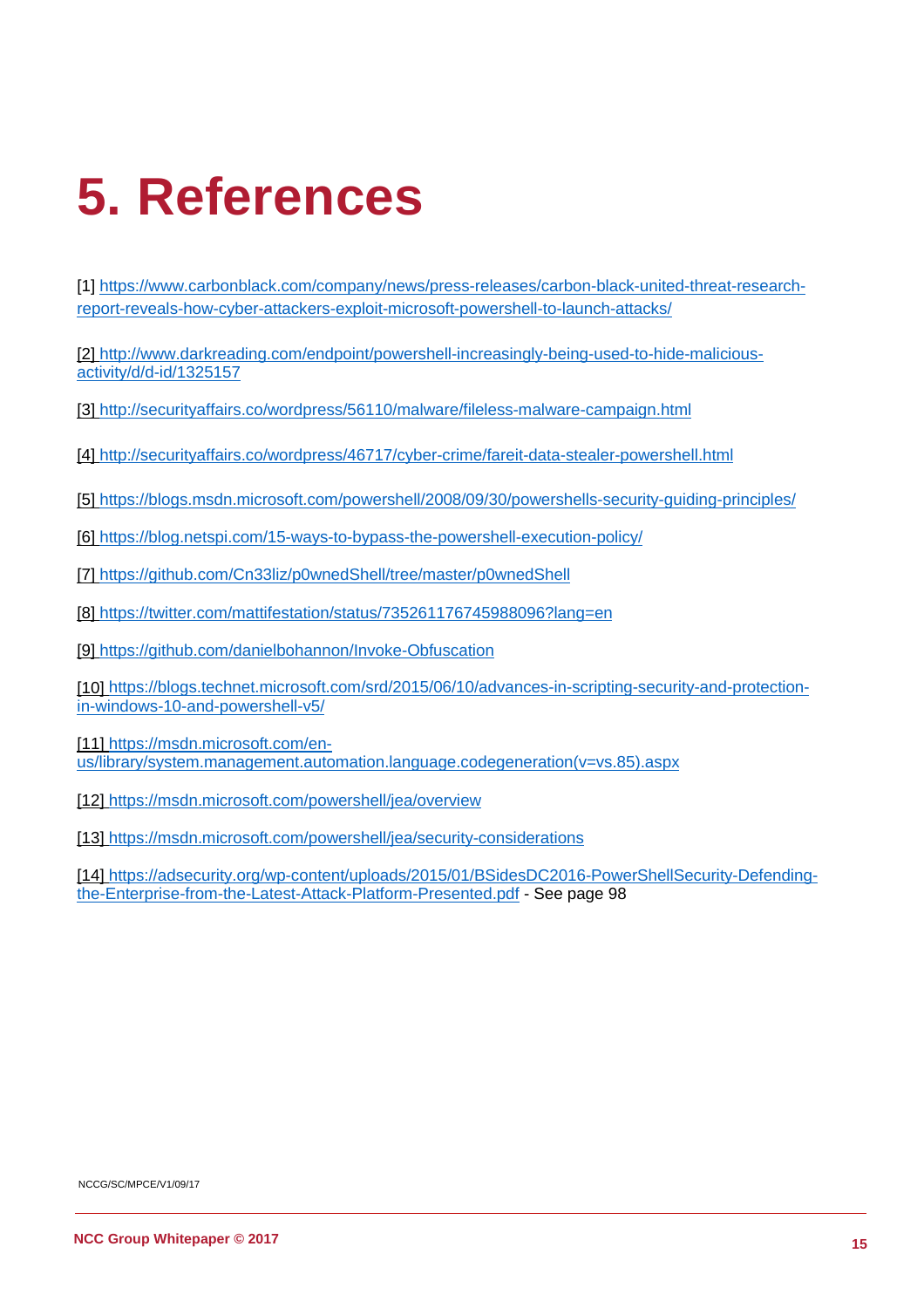# 5. References

[1] https://www.carbonblack.com/company/news/press-releases/carbon-black-united-threat-research-report-reveals-how-cyber-attackers-exploit-microsoft-powershell-to-launch-attacks/

[2] http://www.darkreading.com/endpoint/powershell-increasingly-being-used-to-hide-malicious-activity/d/d-id/1325157

[3] http://securityaffairs.co/wordpress/56110/malware/fileless-malware-campaign.html

[4] http://securityaffairs.co/wordpress/46717/cyber-crime/fareit-data-stealer-powershell.html

[5] https://blogs.msdn.microsoft.com/powershell/2008/09/30/powershells-security-guiding-principles/

[6] https://blog.netspi.com/15-ways-to-bypass-the-powershell-execution-policy/

[7] https://github.com/Cn33liz/p0wnedShell/tree/master/p0wnedShell

[8] https://twitter.com/mattifestation/status/735261176745988096?lang=en

[9] https://github.com/danielbohannon/Invoke-Obfuscation

[10] https://blogs.technet.microsoft.com/srd/2015/06/10/advances-in-scripting-security-and-protection-in-windows-10-and-powershell-v5/

[11] https://msdn.microsoft.com/en-us/library/system.management.automation.language.codegeneration(v=vs.85).aspx

[12] https://msdn.microsoft.com/powershell/jea/overview

[13] https://msdn.microsoft.com/powershell/jea/security-considerations

[14] https://adsecurity.org/wp-content/uploads/2015/01/BSidesDC2016-PowerShellSecurity-Defending-the-Enterprise-from-the-Latest-Attack-Platform-Presented.pdf - See page 98

NCCG/SC/MPCE/V1/09/17